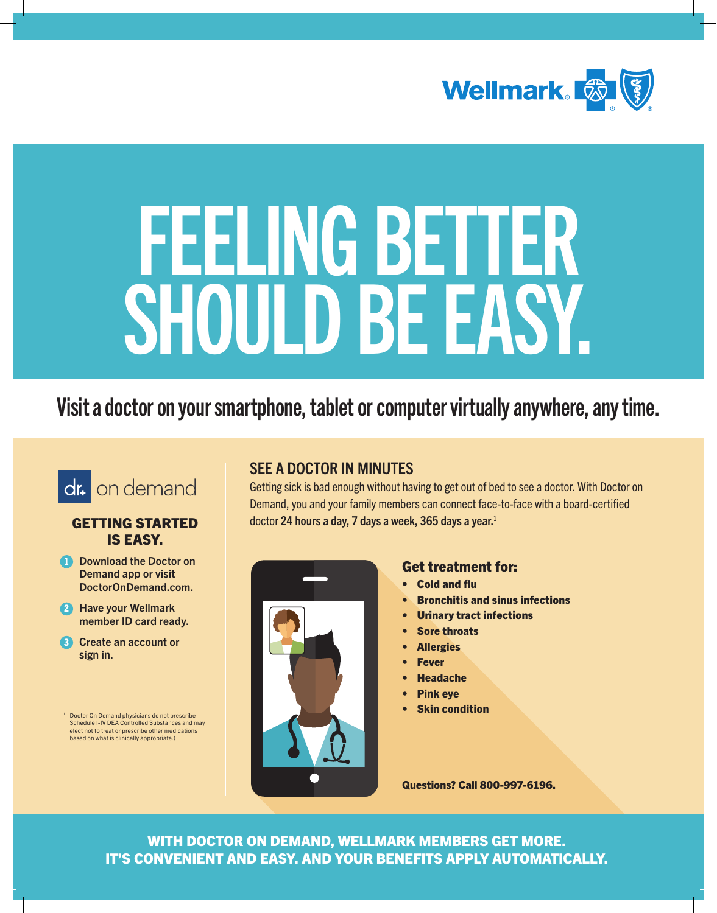# FEELING BETTER SHOULD BE EASY.

## Visit a doctor on your smartphone, tablet or computer virtually anywhere, any time.

dr. on demand

### GETTING STARTED IS EASY.

1. Download the Doctor on Demand app or visit DoctorOnDemand.com.
2. Have your Wellmark member ID card ready.
3. Create an account or sign in.

### SEE A DOCTOR IN MINUTES

Getting sick is bad enough without having to get out of bed to see a doctor. With Doctor on Demand, you and your family members can connect face-to-face with a board-certified doctor **24 hours a day, 7 days a week, 365 days a year.**[1]

**Get treatment for:**

- **Cold and flu**
- **Bronchitis and sinus infections**
- **Urinary tract infections**
- **Sore throats**
- **Allergies**
- **Fever**
- **Headache**
- **Pink eye**
- **Skin condition**

**Questions? Call 800-997-6196.**

[1] Doctor On Demand physicians do not prescribe Schedule I-IV DEA Controlled Substances and may elect not to treat or prescribe other medications based on what is clinically appropriate.)

**WITH DOCTOR ON DEMAND, WELLMARK MEMBERS GET MORE.**
**IT'S CONVENIENT AND EASY. AND YOUR BENEFITS APPLY AUTOMATICALLY.**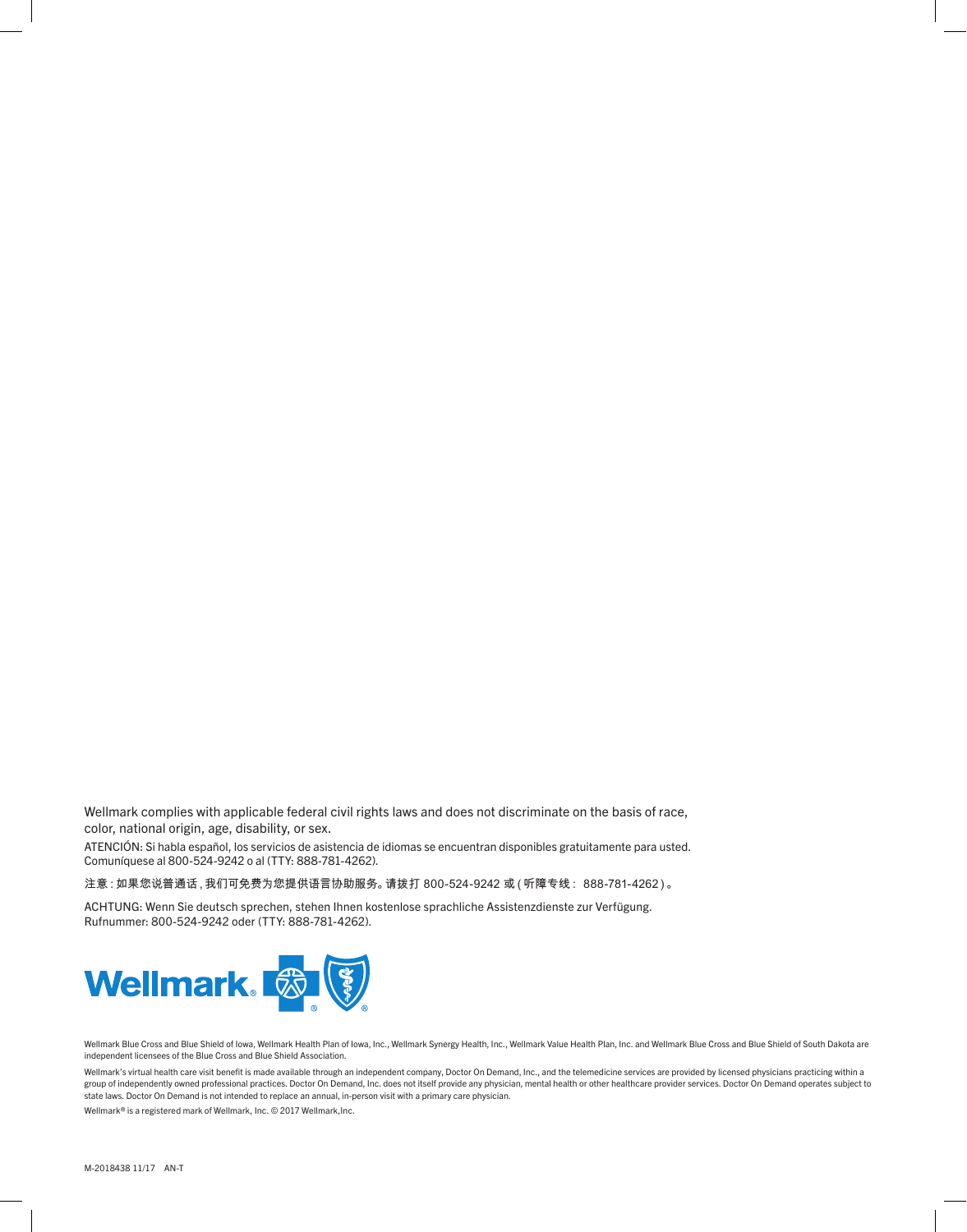Wellmark complies with applicable federal civil rights laws and does not discriminate on the basis of race, color, national origin, age, disability, or sex.

ATENCIÓN: Si habla español, los servicios de asistencia de idiomas se encuentran disponibles gratuitamente para usted. Comuníquese al 800-524-9242 o al (TTY: 888-781-4262).

注意 : 如果您说普通话 , 我们可免费为您提供语言协助服务。请拨打 800-524-9242 或 ( 听障专线 : 888-781-4262 ) 。

ACHTUNG: Wenn Sie deutsch sprechen, stehen Ihnen kostenlose sprachliche Assistenzdienste zur Verfügung. Rufnummer: 800-524-9242 oder (TTY: 888-781-4262).

Wellmark Blue Cross and Blue Shield of Iowa, Wellmark Health Plan of Iowa, Inc., Wellmark Synergy Health, Inc., Wellmark Value Health Plan, Inc. and Wellmark Blue Cross and Blue Shield of South Dakota are independent licensees of the Blue Cross and Blue Shield Association.

Wellmark's virtual health care visit benefit is made available through an independent company, Doctor On Demand, Inc., and the telemedicine services are provided by licensed physicians practicing within a group of independently owned professional practices. Doctor On Demand, Inc. does not itself provide any physician, mental health or other healthcare provider services. Doctor On Demand operates subject to state laws. Doctor On Demand is not intended to replace an annual, in-person visit with a primary care physician.

Wellmark® is a registered mark of Wellmark, Inc. © 2017 Wellmark,Inc.

M-2018438 11/17 AN-T